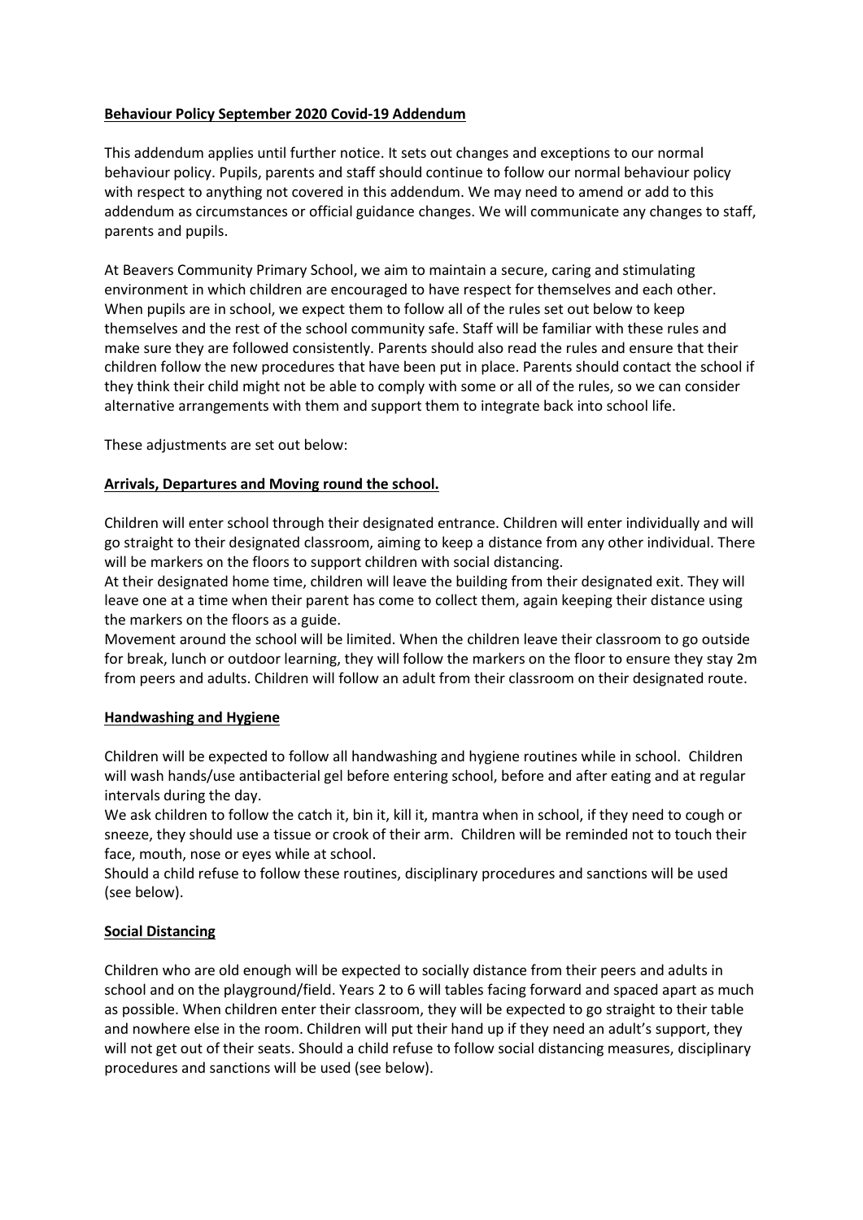**Behaviour Policy September 2020 Covid-19 Addendum**

This addendum applies until further notice. It sets out changes and exceptions to our normal behaviour policy. Pupils, parents and staff should continue to follow our normal behaviour policy with respect to anything not covered in this addendum. We may need to amend or add to this addendum as circumstances or official guidance changes. We will communicate any changes to staff, parents and pupils.

At Beavers Community Primary School, we aim to maintain a secure, caring and stimulating environment in which children are encouraged to have respect for themselves and each other. When pupils are in school, we expect them to follow all of the rules set out below to keep themselves and the rest of the school community safe. Staff will be familiar with these rules and make sure they are followed consistently. Parents should also read the rules and ensure that their children follow the new procedures that have been put in place. Parents should contact the school if they think their child might not be able to comply with some or all of the rules, so we can consider alternative arrangements with them and support them to integrate back into school life.

These adjustments are set out below:

**Arrivals, Departures and Moving round the school.**

Children will enter school through their designated entrance. Children will enter individually and will go straight to their designated classroom, aiming to keep a distance from any other individual. There will be markers on the floors to support children with social distancing.

At their designated home time, children will leave the building from their designated exit. They will leave one at a time when their parent has come to collect them, again keeping their distance using the markers on the floors as a guide.

Movement around the school will be limited. When the children leave their classroom to go outside for break, lunch or outdoor learning, they will follow the markers on the floor to ensure they stay 2m from peers and adults. Children will follow an adult from their classroom on their designated route.

**Handwashing and Hygiene**

Children will be expected to follow all handwashing and hygiene routines while in school. Children will wash hands/use antibacterial gel before entering school, before and after eating and at regular intervals during the day.

We ask children to follow the catch it, bin it, kill it, mantra when in school, if they need to cough or sneeze, they should use a tissue or crook of their arm. Children will be reminded not to touch their face, mouth, nose or eyes while at school.

Should a child refuse to follow these routines, disciplinary procedures and sanctions will be used (see below).

**Social Distancing**

Children who are old enough will be expected to socially distance from their peers and adults in school and on the playground/field. Years 2 to 6 will tables facing forward and spaced apart as much as possible. When children enter their classroom, they will be expected to go straight to their table and nowhere else in the room. Children will put their hand up if they need an adult's support, they will not get out of their seats. Should a child refuse to follow social distancing measures, disciplinary procedures and sanctions will be used (see below).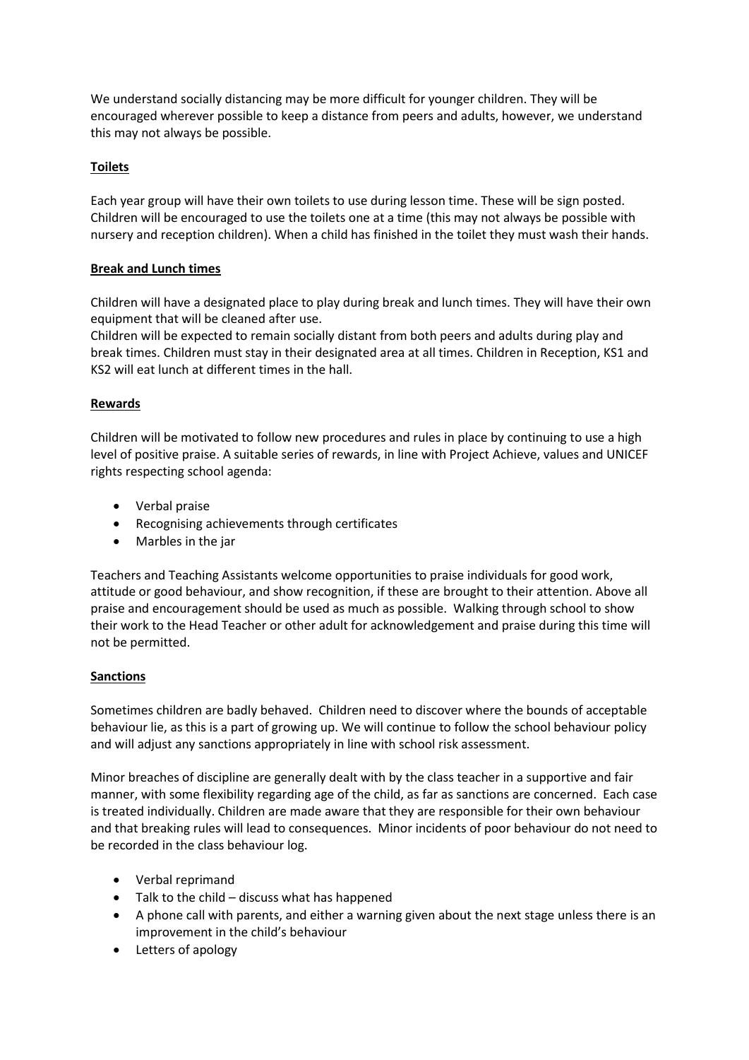We understand socially distancing may be more difficult for younger children. They will be encouraged wherever possible to keep a distance from peers and adults, however, we understand this may not always be possible.

**Toilets**

Each year group will have their own toilets to use during lesson time. These will be sign posted. Children will be encouraged to use the toilets one at a time (this may not always be possible with nursery and reception children). When a child has finished in the toilet they must wash their hands.

**Break and Lunch times**

Children will have a designated place to play during break and lunch times. They will have their own equipment that will be cleaned after use.
Children will be expected to remain socially distant from both peers and adults during play and break times. Children must stay in their designated area at all times. Children in Reception, KS1 and KS2 will eat lunch at different times in the hall.

**Rewards**

Children will be motivated to follow new procedures and rules in place by continuing to use a high level of positive praise. A suitable series of rewards, in line with Project Achieve, values and UNICEF rights respecting school agenda:

- Verbal praise
- Recognising achievements through certificates
- Marbles in the jar

Teachers and Teaching Assistants welcome opportunities to praise individuals for good work, attitude or good behaviour, and show recognition, if these are brought to their attention. Above all praise and encouragement should be used as much as possible. Walking through school to show their work to the Head Teacher or other adult for acknowledgement and praise during this time will not be permitted.

**Sanctions**

Sometimes children are badly behaved. Children need to discover where the bounds of acceptable behaviour lie, as this is a part of growing up. We will continue to follow the school behaviour policy and will adjust any sanctions appropriately in line with school risk assessment.

Minor breaches of discipline are generally dealt with by the class teacher in a supportive and fair manner, with some flexibility regarding age of the child, as far as sanctions are concerned. Each case is treated individually. Children are made aware that they are responsible for their own behaviour and that breaking rules will lead to consequences. Minor incidents of poor behaviour do not need to be recorded in the class behaviour log.

- Verbal reprimand
- Talk to the child – discuss what has happened
- A phone call with parents, and either a warning given about the next stage unless there is an improvement in the child's behaviour
- Letters of apology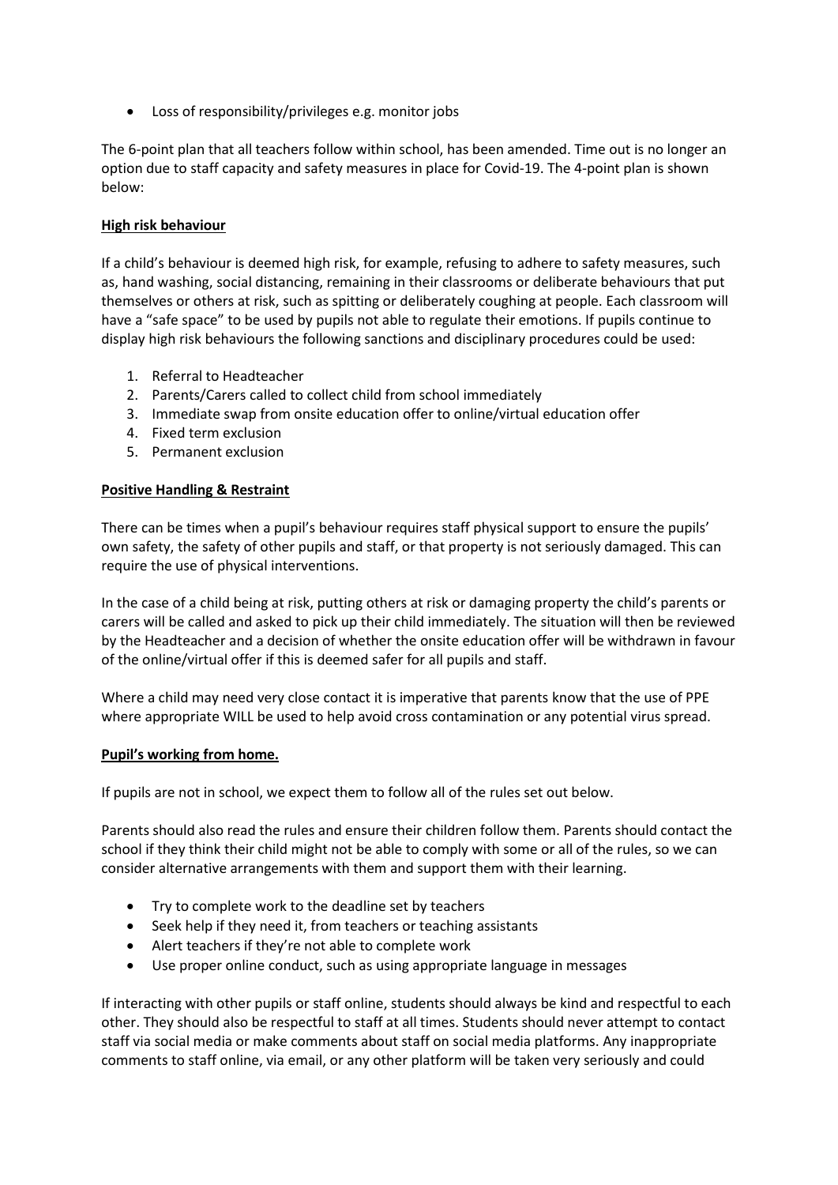- Loss of responsibility/privileges e.g. monitor jobs

The 6-point plan that all teachers follow within school, has been amended. Time out is no longer an option due to staff capacity and safety measures in place for Covid-19. The 4-point plan is shown below:

**High risk behaviour**

If a child's behaviour is deemed high risk, for example, refusing to adhere to safety measures, such as, hand washing, social distancing, remaining in their classrooms or deliberate behaviours that put themselves or others at risk, such as spitting or deliberately coughing at people. Each classroom will have a "safe space" to be used by pupils not able to regulate their emotions. If pupils continue to display high risk behaviours the following sanctions and disciplinary procedures could be used:

1. Referral to Headteacher
2. Parents/Carers called to collect child from school immediately
3. Immediate swap from onsite education offer to online/virtual education offer
4. Fixed term exclusion
5. Permanent exclusion

**Positive Handling & Restraint**

There can be times when a pupil's behaviour requires staff physical support to ensure the pupils' own safety, the safety of other pupils and staff, or that property is not seriously damaged. This can require the use of physical interventions.

In the case of a child being at risk, putting others at risk or damaging property the child's parents or carers will be called and asked to pick up their child immediately. The situation will then be reviewed by the Headteacher and a decision of whether the onsite education offer will be withdrawn in favour of the online/virtual offer if this is deemed safer for all pupils and staff.

Where a child may need very close contact it is imperative that parents know that the use of PPE where appropriate WILL be used to help avoid cross contamination or any potential virus spread.

**Pupil's working from home.**

If pupils are not in school, we expect them to follow all of the rules set out below.

Parents should also read the rules and ensure their children follow them. Parents should contact the school if they think their child might not be able to comply with some or all of the rules, so we can consider alternative arrangements with them and support them with their learning.

- Try to complete work to the deadline set by teachers
- Seek help if they need it, from teachers or teaching assistants
- Alert teachers if they're not able to complete work
- Use proper online conduct, such as using appropriate language in messages

If interacting with other pupils or staff online, students should always be kind and respectful to each other. They should also be respectful to staff at all times. Students should never attempt to contact staff via social media or make comments about staff on social media platforms. Any inappropriate comments to staff online, via email, or any other platform will be taken very seriously and could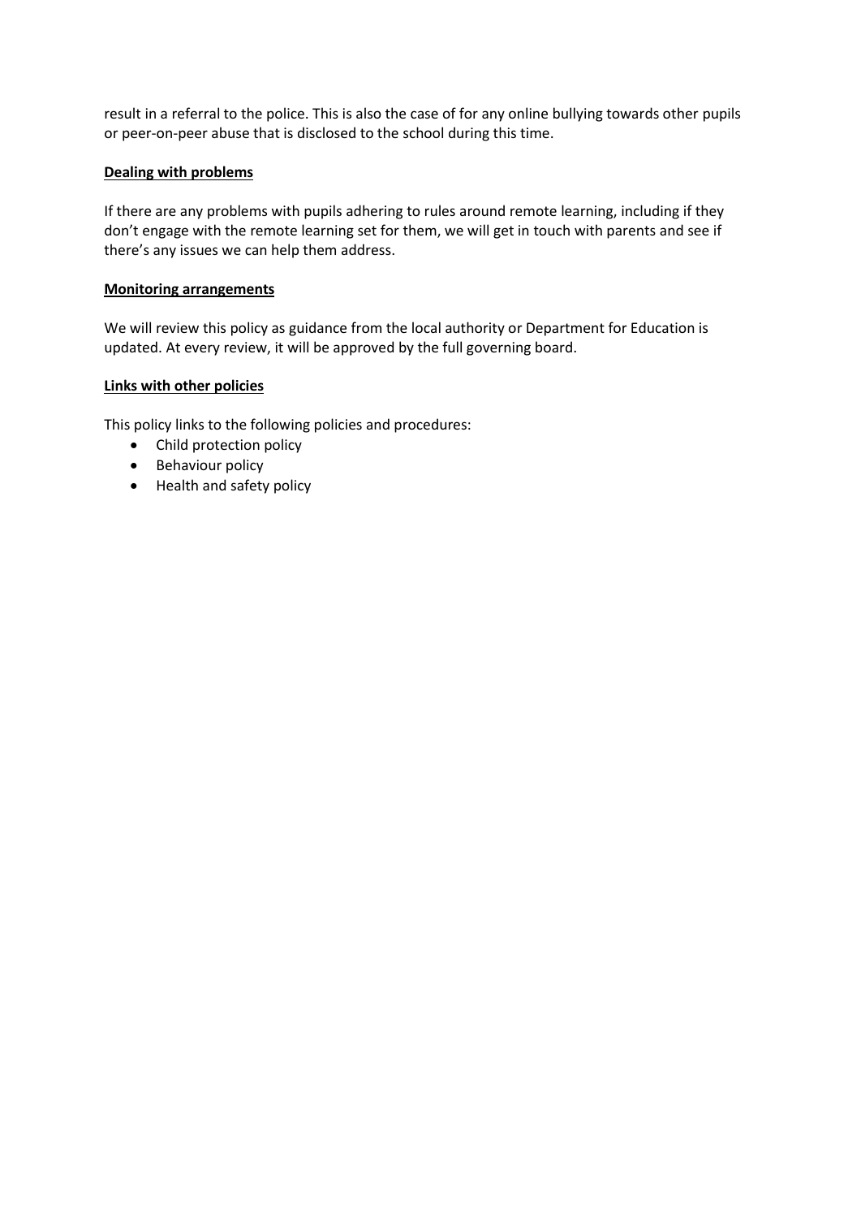result in a referral to the police. This is also the case of for any online bullying towards other pupils or peer-on-peer abuse that is disclosed to the school during this time.

**Dealing with problems**

If there are any problems with pupils adhering to rules around remote learning, including if they don't engage with the remote learning set for them, we will get in touch with parents and see if there's any issues we can help them address.

**Monitoring arrangements**

We will review this policy as guidance from the local authority or Department for Education is updated. At every review, it will be approved by the full governing board.

**Links with other policies**

This policy links to the following policies and procedures:

- Child protection policy
- Behaviour policy
- Health and safety policy